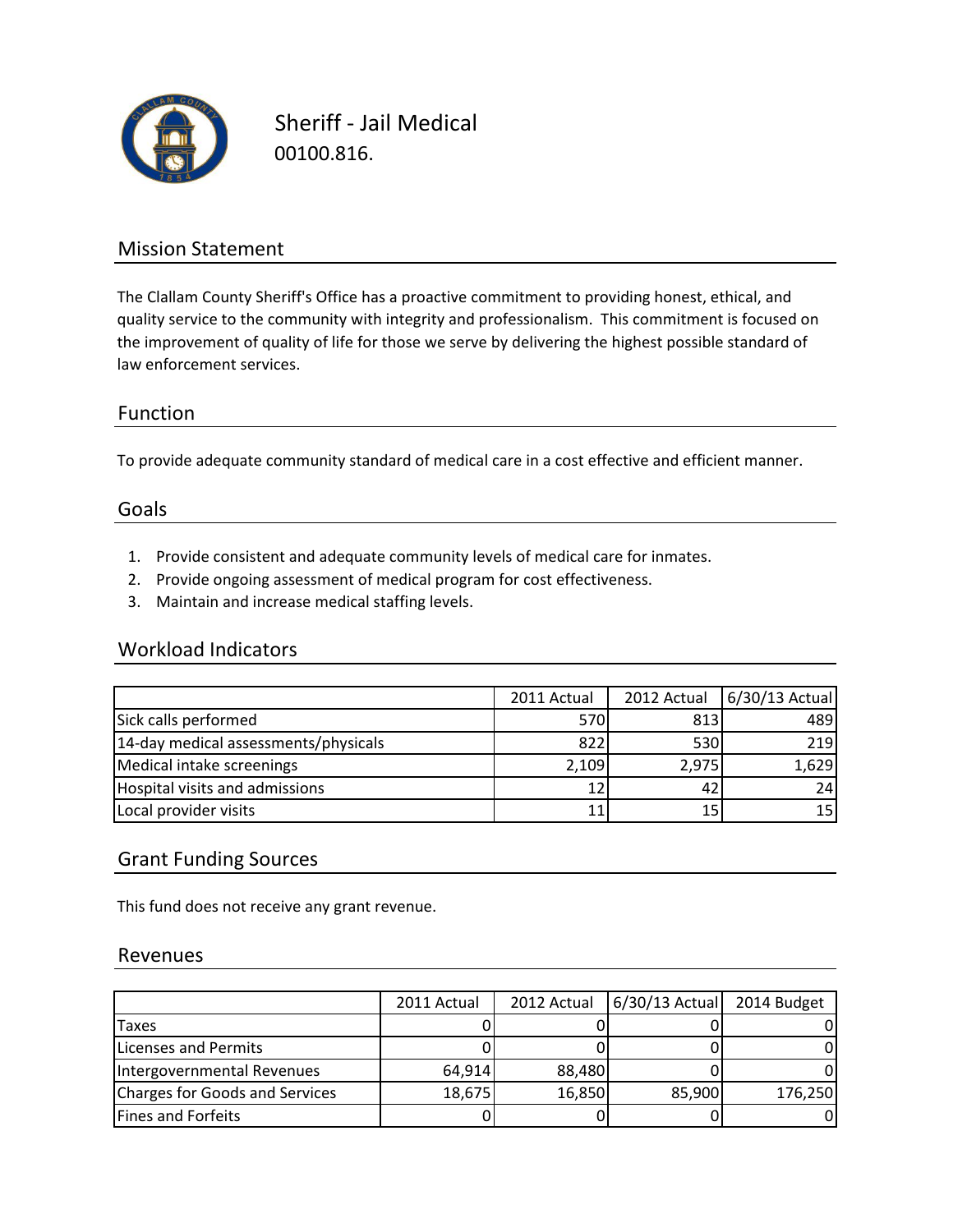# Sheriff - Jail Medical

00100.816.

## Mission Statement

The Clallam County Sheriff's Office has a proactive commitment to providing honest, ethical, and quality service to the community with integrity and professionalism. This commitment is focused on the improvement of quality of life for those we serve by delivering the highest possible standard of law enforcement services.

## Function

To provide adequate community standard of medical care in a cost effective and efficient manner.

## Goals

1. Provide consistent and adequate community levels of medical care for inmates.
2. Provide ongoing assessment of medical program for cost effectiveness.
3. Maintain and increase medical staffing levels.

## Workload Indicators

| | 2011 Actual | 2012 Actual | 6/30/13 Actual |
|---|---|---|---|
| Sick calls performed | 570 | 813 | 489 |
| 14-day medical assessments/physicals | 822 | 530 | 219 |
| Medical intake screenings | 2,109 | 2,975 | 1,629 |
| Hospital visits and admissions | 12 | 42 | 24 |
| Local provider visits | 11 | 15 | 15 |

## Grant Funding Sources

This fund does not receive any grant revenue.

## Revenues

| | 2011 Actual | 2012 Actual | 6/30/13 Actual | 2014 Budget |
|---|---|---|---|---|
| Taxes | 0 | 0 | 0 | 0 |
| Licenses and Permits | 0 | 0 | 0 | 0 |
| Intergovernmental Revenues | 64,914 | 88,480 | 0 | 0 |
| Charges for Goods and Services | 18,675 | 16,850 | 85,900 | 176,250 |
| Fines and Forfeits | 0 | 0 | 0 | 0 |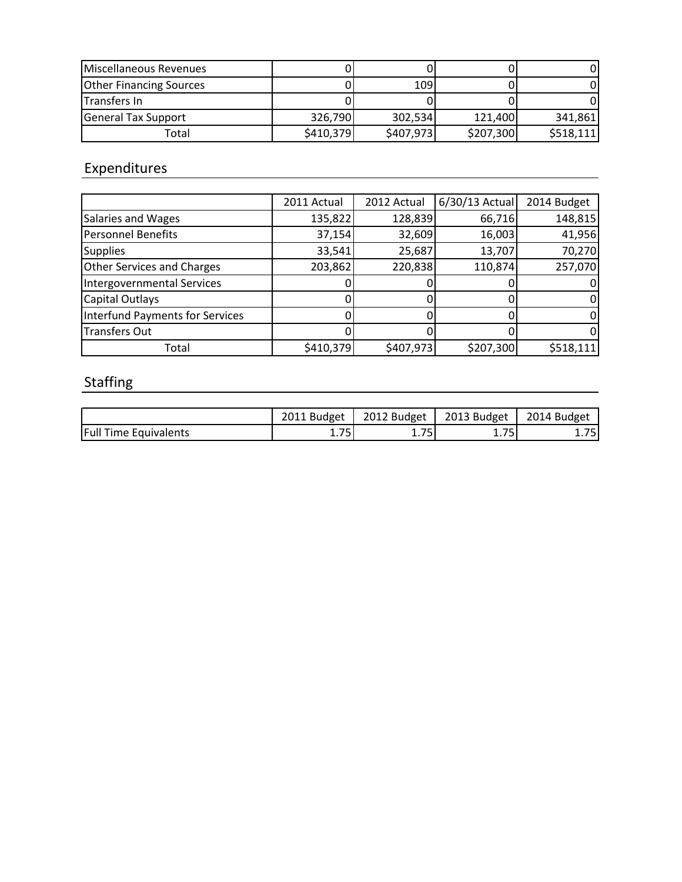| | | | | |
|---|---|---|---|---|
| Miscellaneous Revenues | 0 | 0 | 0 | 0 |
| Other Financing Sources | 0 | 109 | 0 | 0 |
| Transfers In | 0 | 0 | 0 | 0 |
| General Tax Support | 326,790 | 302,534 | 121,400 | 341,861 |
| Total | $410,379 | $407,973 | $207,300 | $518,111 |

## Expenditures

| | 2011 Actual | 2012 Actual | 6/30/13 Actual | 2014 Budget |
|---|---|---|---|---|
| Salaries and Wages | 135,822 | 128,839 | 66,716 | 148,815 |
| Personnel Benefits | 37,154 | 32,609 | 16,003 | 41,956 |
| Supplies | 33,541 | 25,687 | 13,707 | 70,270 |
| Other Services and Charges | 203,862 | 220,838 | 110,874 | 257,070 |
| Intergovernmental Services | 0 | 0 | 0 | 0 |
| Capital Outlays | 0 | 0 | 0 | 0 |
| Interfund Payments for Services | 0 | 0 | 0 | 0 |
| Transfers Out | 0 | 0 | 0 | 0 |
| Total | $410,379 | $407,973 | $207,300 | $518,111 |

## Staffing

| | 2011 Budget | 2012 Budget | 2013 Budget | 2014 Budget |
|---|---|---|---|---|
| Full Time Equivalents | 1.75 | 1.75 | 1.75 | 1.75 |